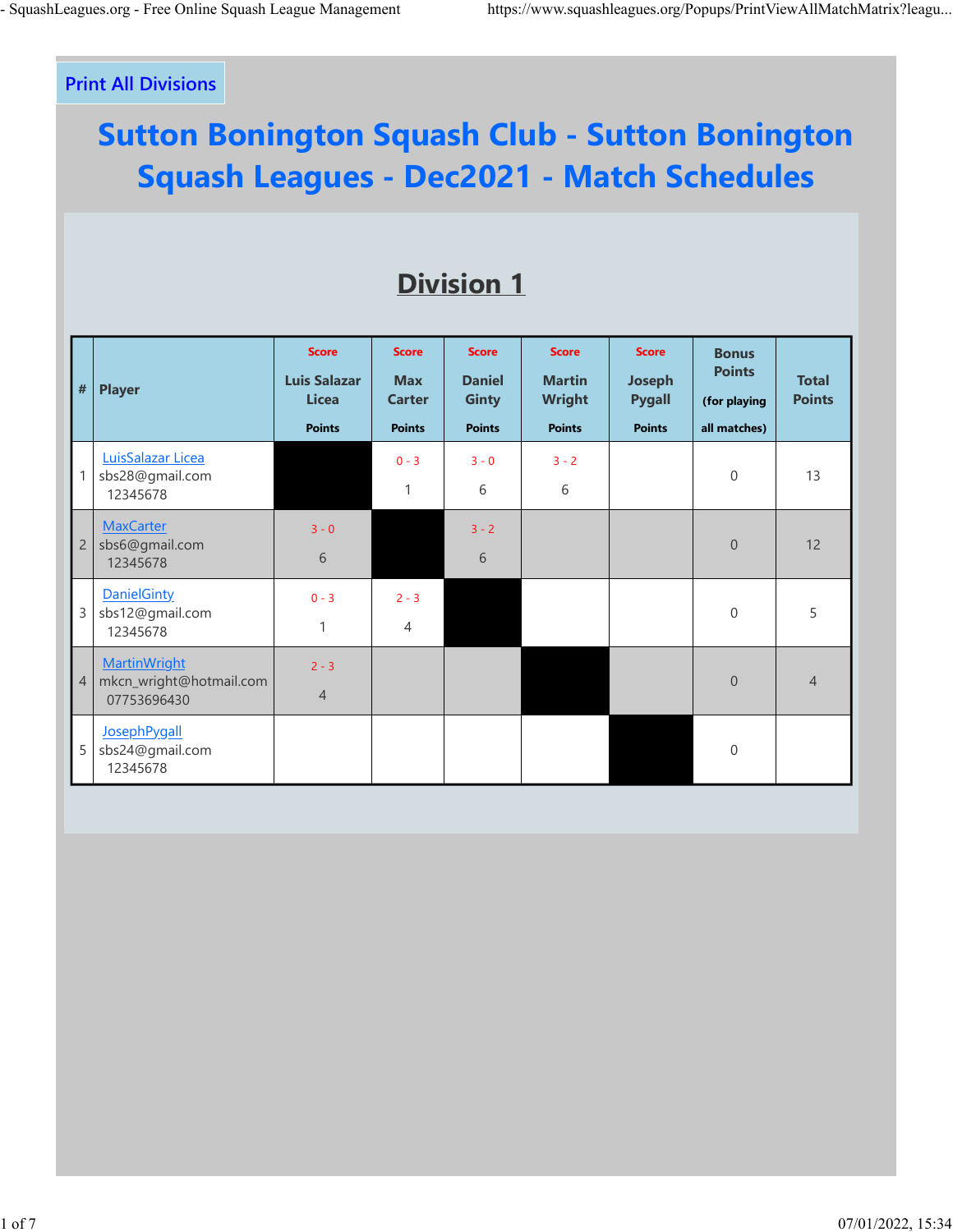Print All Divisions

# Sutton Bonington Squash Club - Sutton Bonington Squash Leagues - Dec2021 - Match Schedules

## Division 1

| # | Player | Score Luis Salazar Licea Points | Score Max Carter Points | Score Daniel Ginty Points | Score Martin Wright Points | Score Joseph Pygall Points | Bonus Points (for playing all matches) | Total Points |
|---|---|---|---|---|---|---|---|---|
| 1 | LuisSalazar Licea sbs28@gmail.com 12345678 | | 0 - 3 1 | 3 - 0 6 | 3 - 2 6 | | 0 | 13 |
| 2 | MaxCarter sbs6@gmail.com 12345678 | 3 - 0 6 | | 3 - 2 6 | | | 0 | 12 |
| 3 | DanielGinty sbs12@gmail.com 12345678 | 0 - 3 1 | 2 - 3 4 | | | | 0 | 5 |
| 4 | MartinWright mkcn_wright@hotmail.com 07753696430 | 2 - 3 4 | | | | | 0 | 4 |
| 5 | JosephPygall sbs24@gmail.com 12345678 | | | | | | 0 | |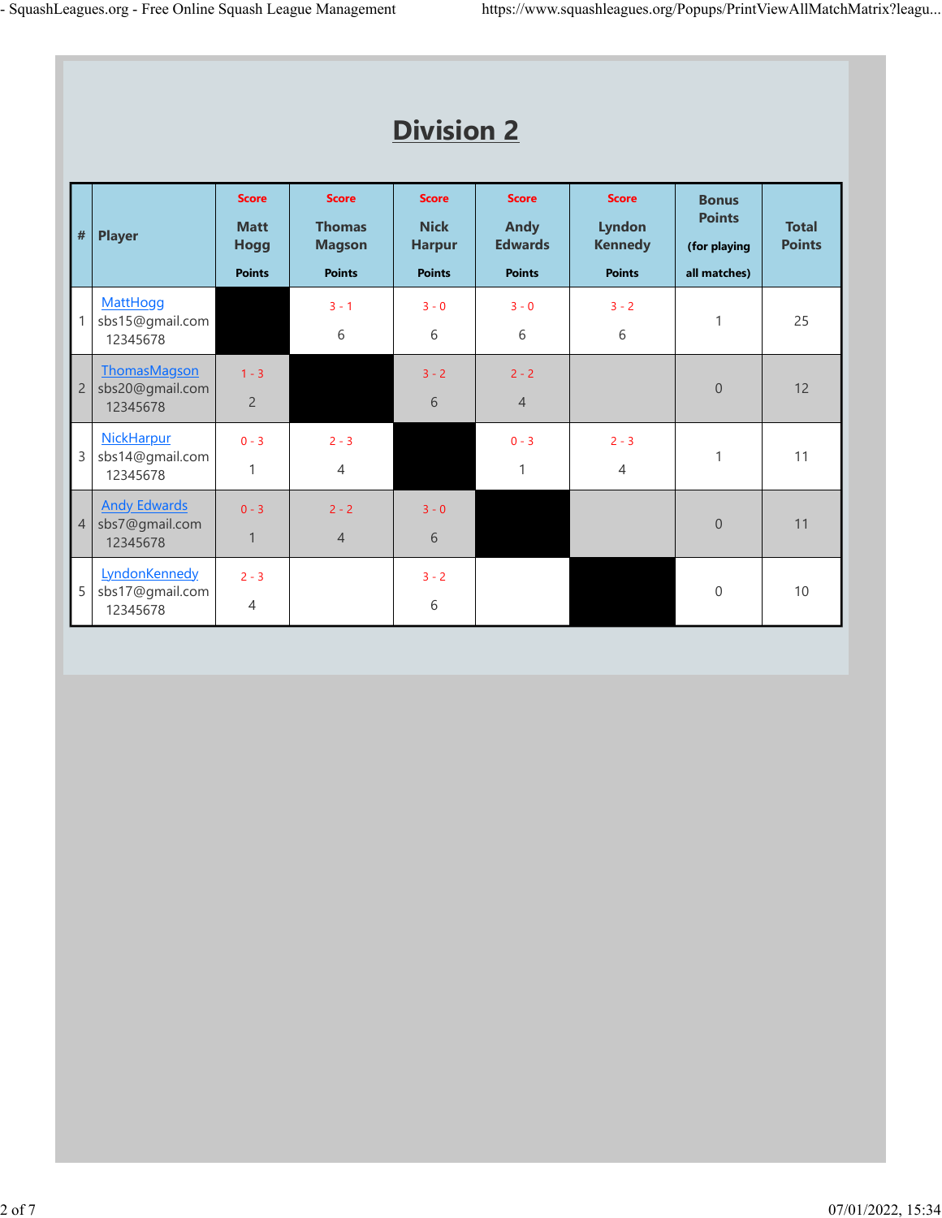# Division 2

| # | Player | Score<br>Matt Hogg<br>Points | Score<br>Thomas Magson<br>Points | Score<br>Nick Harpur<br>Points | Score<br>Andy Edwards<br>Points | Score<br>Lyndon Kennedy<br>Points | Bonus Points (for playing all matches) | Total Points |
|---|---|---|---|---|---|---|---|---|
| 1 | MattHogg<br>sbs15@gmail.com<br>12345678 | | 3 - 1<br>6 | 3 - 0<br>6 | 3 - 0<br>6 | 3 - 2<br>6 | 1 | 25 |
| 2 | ThomasMagson<br>sbs20@gmail.com<br>12345678 | 1 - 3<br>2 | | 3 - 2<br>6 | 2 - 2<br>4 | | 0 | 12 |
| 3 | NickHarpur<br>sbs14@gmail.com<br>12345678 | 0 - 3<br>1 | 2 - 3<br>4 | | 0 - 3<br>1 | 2 - 3<br>4 | 1 | 11 |
| 4 | Andy Edwards<br>sbs7@gmail.com<br>12345678 | 0 - 3<br>1 | 2 - 2<br>4 | 3 - 0<br>6 | | | 0 | 11 |
| 5 | LyndonKennedy<br>sbs17@gmail.com<br>12345678 | 2 - 3<br>4 | | 3 - 2<br>6 | | | 0 | 10 |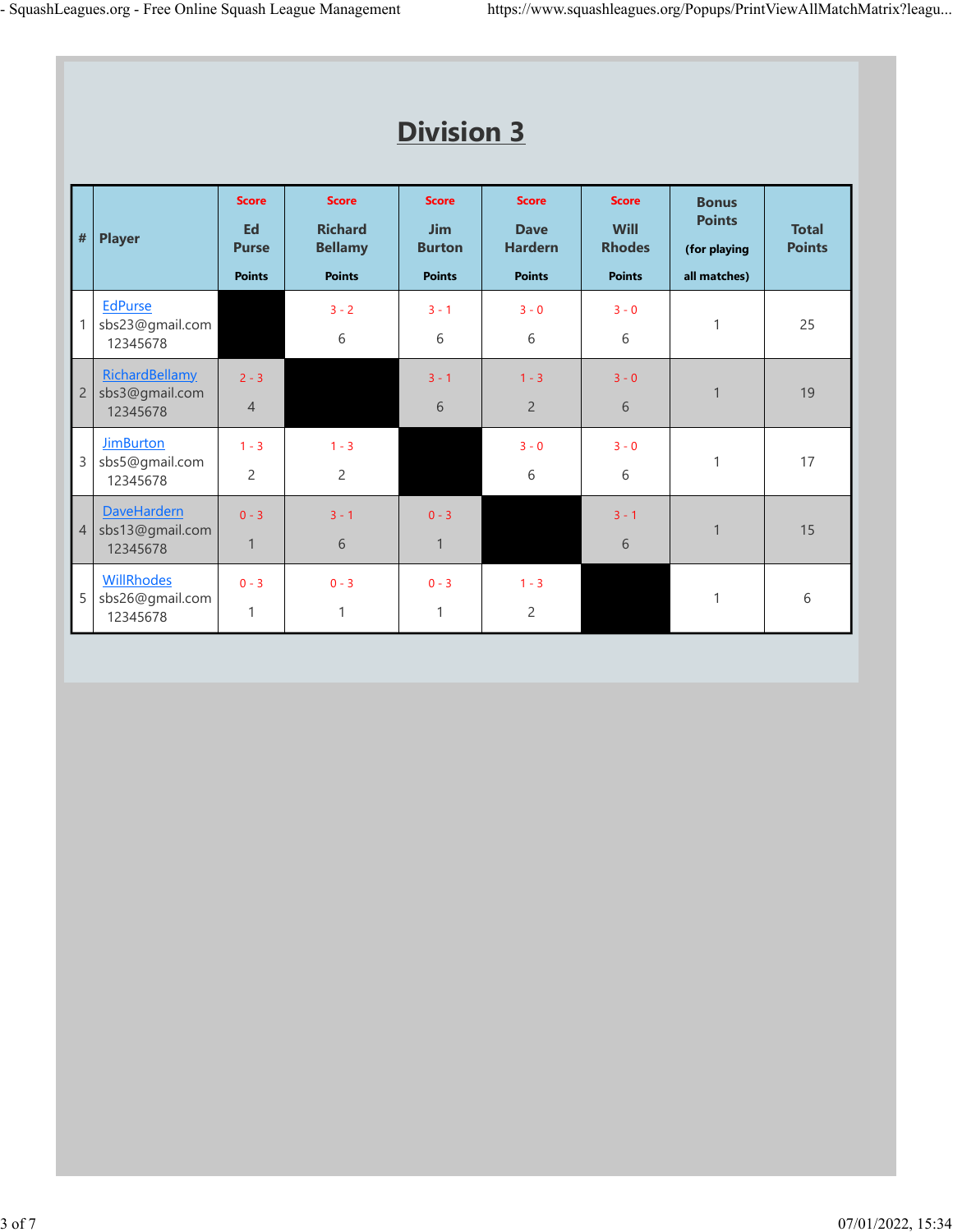# Division 3

| # | Player | Score Ed Purse Points | Score Richard Bellamy Points | Score Jim Burton Points | Score Dave Hardern Points | Score Will Rhodes Points | Bonus Points (for playing all matches) | Total Points |
|---|---|---|---|---|---|---|---|---|
| 1 | EdPurse sbs23@gmail.com 12345678 | | 3 - 2 6 | 3 - 1 6 | 3 - 0 6 | 3 - 0 6 | 1 | 25 |
| 2 | RichardBellamy sbs3@gmail.com 12345678 | 2 - 3 4 | | 3 - 1 6 | 1 - 3 2 | 3 - 0 6 | 1 | 19 |
| 3 | JimBurton sbs5@gmail.com 12345678 | 1 - 3 2 | 1 - 3 2 | | 3 - 0 6 | 3 - 0 6 | 1 | 17 |
| 4 | DaveHardern sbs13@gmail.com 12345678 | 0 - 3 1 | 3 - 1 6 | 0 - 3 1 | | 3 - 1 6 | 1 | 15 |
| 5 | WillRhodes sbs26@gmail.com 12345678 | 0 - 3 1 | 0 - 3 1 | 0 - 3 1 | 1 - 3 2 | | 1 | 6 |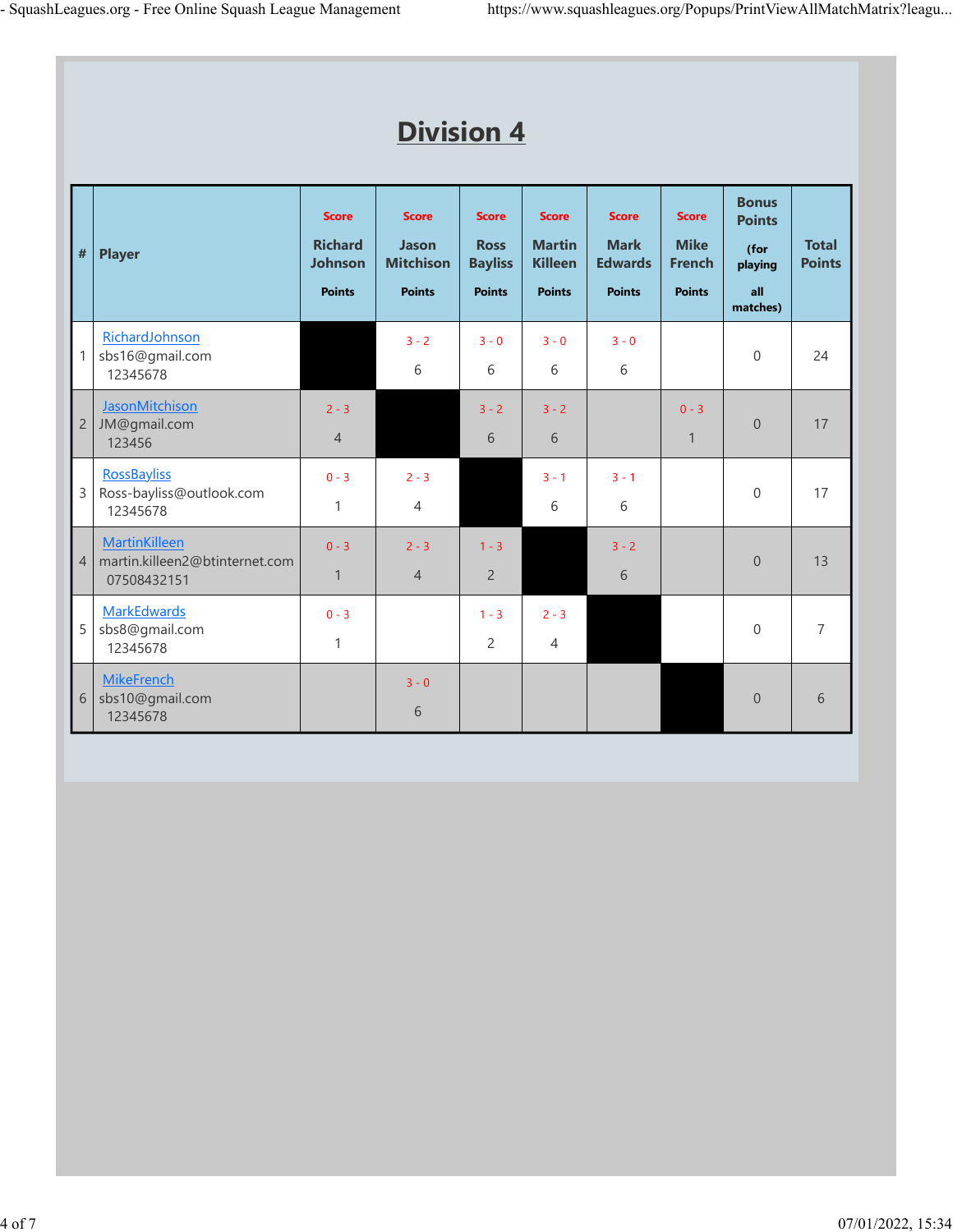# Division 4

| # | Player | Score Richard Johnson Points | Score Jason Mitchison Points | Score Ross Bayliss Points | Score Martin Killeen Points | Score Mark Edwards Points | Score Mike French Points | Bonus Points (for playing all matches) | Total Points |
|---|---|---|---|---|---|---|---|---|---|
| 1 | RichardJohnson sbs16@gmail.com 12345678 | | 3 - 2 6 | 3 - 0 6 | 3 - 0 6 | 3 - 0 6 | | 0 | 24 |
| 2 | JasonMitchison JM@gmail.com 123456 | 2 - 3 4 | | 3 - 2 6 | 3 - 2 6 | | 0 - 3 1 | 0 | 17 |
| 3 | RossBayliss Ross-bayliss@outlook.com 12345678 | 0 - 3 1 | 2 - 3 4 | | 3 - 1 6 | 3 - 1 6 | | 0 | 17 |
| 4 | MartinKilleen martin.killeen2@btinternet.com 07508432151 | 0 - 3 1 | 2 - 3 4 | 1 - 3 2 | | 3 - 2 6 | | 0 | 13 |
| 5 | MarkEdwards sbs8@gmail.com 12345678 | 0 - 3 1 | | 1 - 3 2 | 2 - 3 4 | | | 0 | 7 |
| 6 | MikeFrench sbs10@gmail.com 12345678 | | 3 - 0 6 | | | | | 0 | 6 |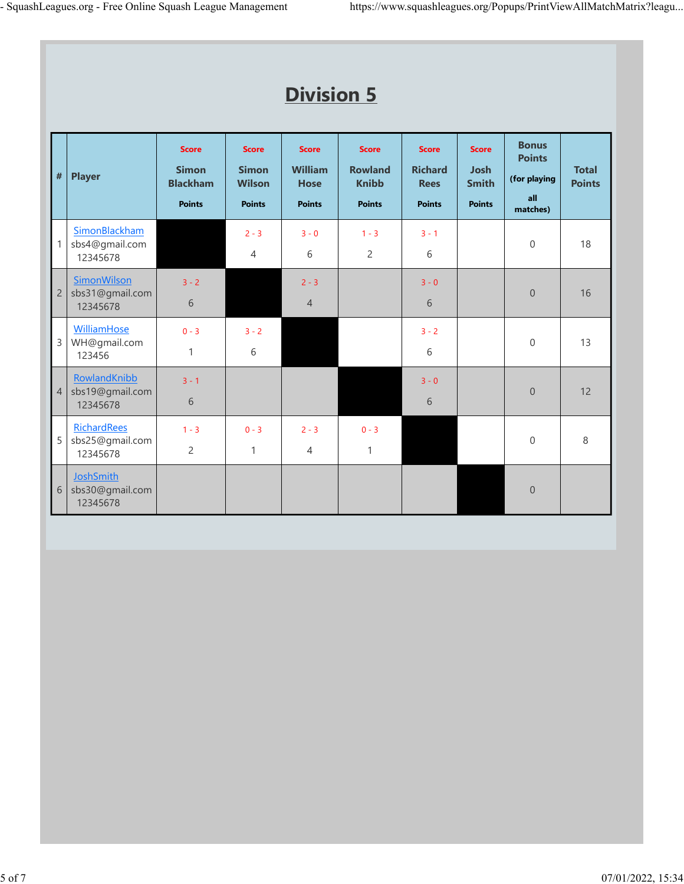# Division 5

| # | Player | Score<br>Simon Blackham<br>Points | Score<br>Simon Wilson<br>Points | Score<br>William Hose<br>Points | Score<br>Rowland Knibb<br>Points | Score<br>Richard Rees<br>Points | Score<br>Josh Smith<br>Points | Bonus Points<br>(for playing all matches) | Total Points |
|---|---|---|---|---|---|---|---|---|---|
| 1 | SimonBlackham<br>sbs4@gmail.com<br>12345678 | | 2 - 3<br>4 | 3 - 0<br>6 | 1 - 3<br>2 | 3 - 1<br>6 | | 0 | 18 |
| 2 | SimonWilson<br>sbs31@gmail.com<br>12345678 | 3 - 2<br>6 | | 2 - 3<br>4 | | 3 - 0<br>6 | | 0 | 16 |
| 3 | WilliamHose<br>WH@gmail.com<br>123456 | 0 - 3<br>1 | 3 - 2<br>6 | | | 3 - 2<br>6 | | 0 | 13 |
| 4 | RowlandKnibb<br>sbs19@gmail.com<br>12345678 | 3 - 1<br>6 | | | | 3 - 0<br>6 | | 0 | 12 |
| 5 | RichardRees<br>sbs25@gmail.com<br>12345678 | 1 - 3<br>2 | 0 - 3<br>1 | 2 - 3<br>4 | 0 - 3<br>1 | | | 0 | 8 |
| 6 | JoshSmith<br>sbs30@gmail.com<br>12345678 | | | | | | | 0 | |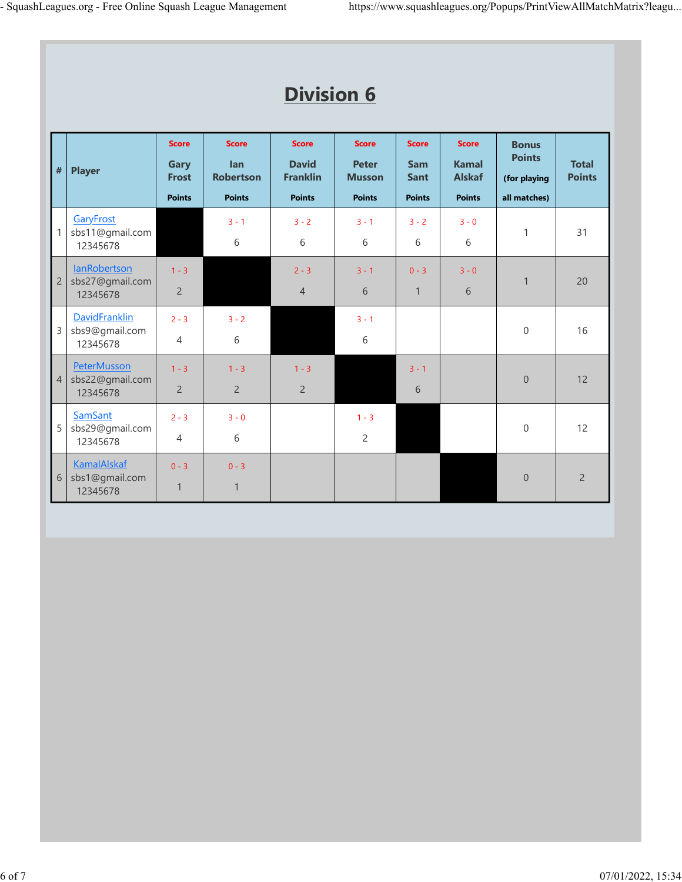# Division 6

| # | Player | Score<br>Gary Frost<br>Points | Score<br>Ian Robertson<br>Points | Score<br>David Franklin<br>Points | Score<br>Peter Musson<br>Points | Score<br>Sam Sant<br>Points | Score<br>Kamal Alskaf<br>Points | Bonus Points<br>(for playing all matches) | Total Points |
|---|---|---|---|---|---|---|---|---|---|
| 1 | GaryFrost<br>sbs11@gmail.com<br>12345678 | | 3 - 1<br>6 | 3 - 2<br>6 | 3 - 1<br>6 | 3 - 2<br>6 | 3 - 0<br>6 | 1 | 31 |
| 2 | IanRobertson<br>sbs27@gmail.com<br>12345678 | 1 - 3<br>2 | | 2 - 3<br>4 | 3 - 1<br>6 | 0 - 3<br>1 | 3 - 0<br>6 | 1 | 20 |
| 3 | DavidFranklin<br>sbs9@gmail.com<br>12345678 | 2 - 3<br>4 | 3 - 2<br>6 | | 3 - 1<br>6 | | | 0 | 16 |
| 4 | PeterMusson<br>sbs22@gmail.com<br>12345678 | 1 - 3<br>2 | 1 - 3<br>2 | 1 - 3<br>2 | | 3 - 1<br>6 | | 0 | 12 |
| 5 | SamSant<br>sbs29@gmail.com<br>12345678 | 2 - 3<br>4 | 3 - 0<br>6 | | 1 - 3<br>2 | | | 0 | 12 |
| 6 | KamalAlskaf<br>sbs1@gmail.com<br>12345678 | 0 - 3<br>1 | 0 - 3<br>1 | | | | | 0 | 2 |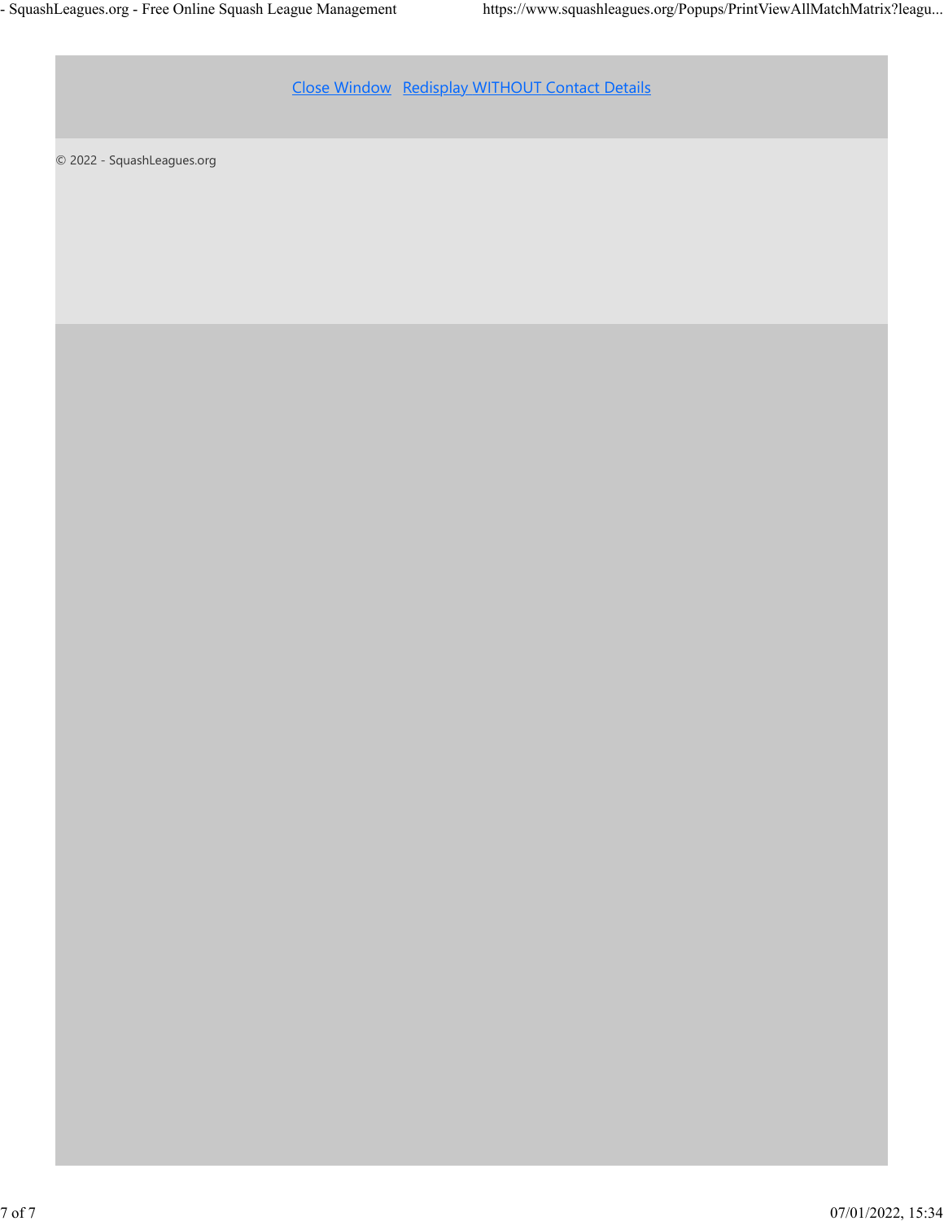Close Window   Redisplay WITHOUT Contact Details

© 2022 - SquashLeagues.org